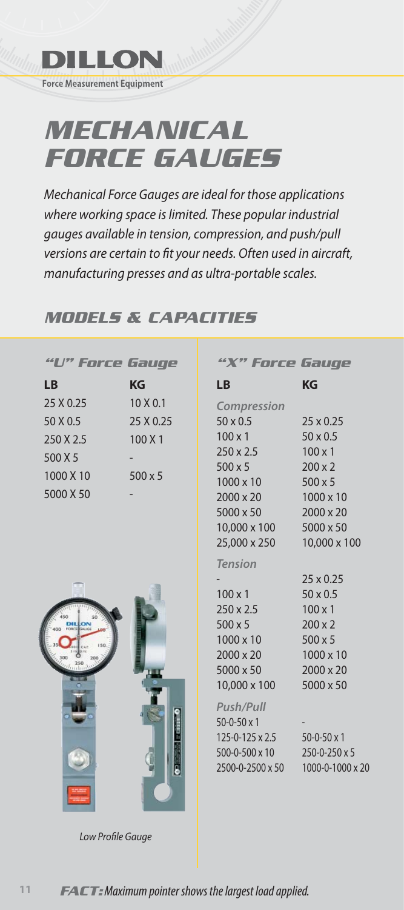DILLON

Force Measurement Equipment

# MECHANICAL FORCE GAUGES

*Mechanical Force Gauges are ideal for those applications where working space is limited. These popular industrial gauges available in tension, compression, and push/pull versions are certain to fit your needs. Often used in aircraft, manufacturing presses and as ultra-portable scales.*

## MODELS & CAPACITIES

### "U" Force Gauge

| LB | KG |
|---|---|
| 25 X 0.25 | 10 X 0.1 |
| 50 X 0.5 | 25 X 0.25 |
| 250 X 2.5 | 100 X 1 |
| 500 X 5 | - |
| 1000 X 10 | 500 x 5 |
| 5000 X 50 | - |

*Low Profile Gauge*

### "X" Force Gauge

| LB | KG |
|---|---|
| ***Compression*** | |
| 50 x 0.5 | 25 x 0.25 |
| 100 x 1 | 50 x 0.5 |
| 250 x 2.5 | 100 x 1 |
| 500 x 5 | 200 x 2 |
| 1000 x 10 | 500 x 5 |
| 2000 x 20 | 1000 x 10 |
| 5000 x 50 | 2000 x 20 |
| 10,000 x 100 | 5000 x 50 |
| 25,000 x 250 | 10,000 x 100 |
| ***Tension*** | |
| - | 25 x 0.25 |
| 100 x 1 | 50 x 0.5 |
| 250 x 2.5 | 100 x 1 |
| 500 x 5 | 200 x 2 |
| 1000 x 10 | 500 x 5 |
| 2000 x 20 | 1000 x 10 |
| 5000 x 50 | 2000 x 20 |
| 10,000 x 100 | 5000 x 50 |
| ***Push/Pull*** | |
| 50-0-50 x 1 | - |
| 125-0-125 x 2.5 | 50-0-50 x 1 |
| 500-0-500 x 10 | 250-0-250 x 5 |
| 2500-0-2500 x 50 | 1000-0-1000 x 20 |

**FACT:** *Maximum pointer shows the largest load applied.*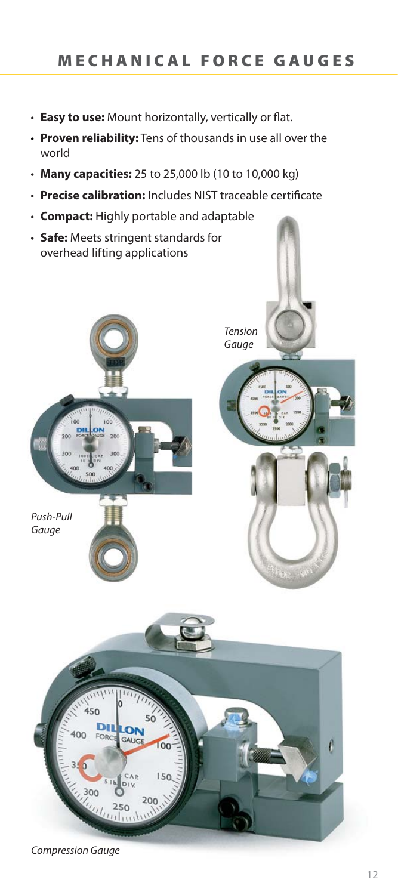# MECHANICAL FORCE GAUGES

- **Easy to use:** Mount horizontally, vertically or flat.
- **Proven reliability:** Tens of thousands in use all over the world
- **Many capacities:** 25 to 25,000 lb (10 to 10,000 kg)
- **Precise calibration:** Includes NIST traceable certificate
- **Compact:** Highly portable and adaptable
- **Safe:** Meets stringent standards for overhead lifting applications

*Tension Gauge*

*Push-Pull Gauge*

*Compression Gauge*